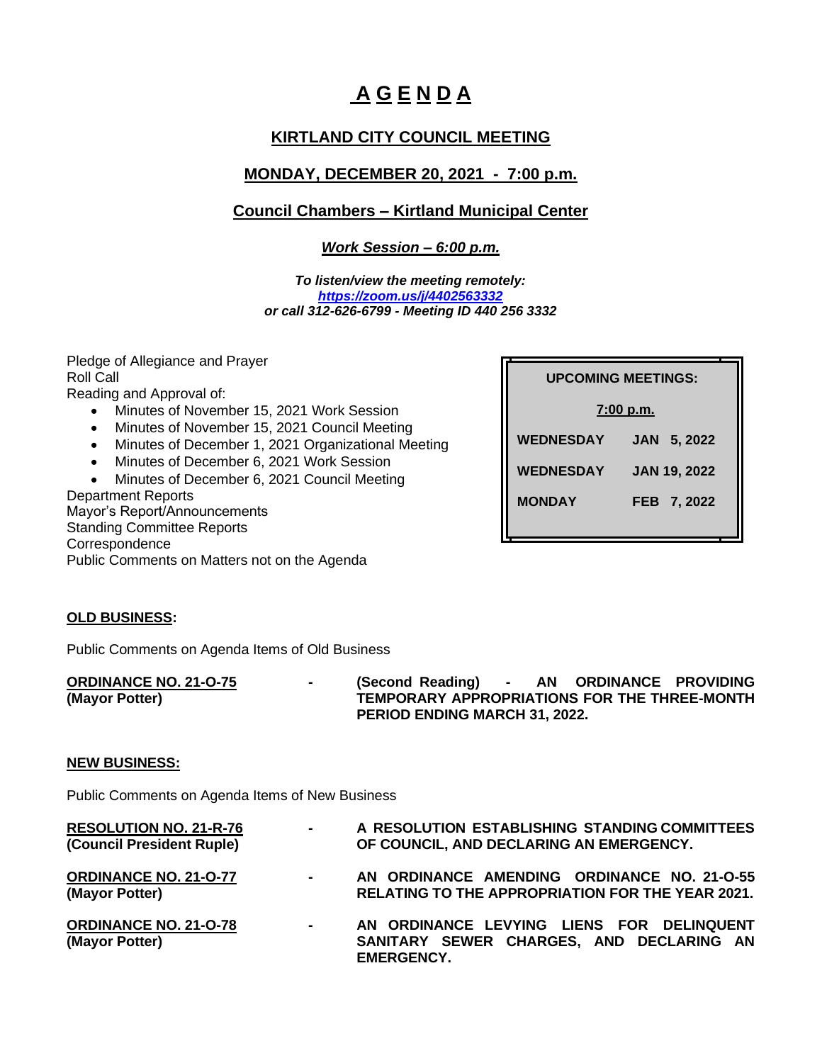# A G E N D A

## KIRTLAND CITY COUNCIL MEETING

## MONDAY, DECEMBER 20, 2021 - 7:00 p.m.

## Council Chambers – Kirtland Municipal Center

***Work Session – 6:00 p.m.***

***To listen/view the meeting remotely:***
***https://zoom.us/j/4402563332***
***or call 312-626-6799 - Meeting ID 440 256 3332***

| UPCOMING MEETINGS: | |
|---|---|
| 7:00 p.m. | |
| WEDNESDAY | JAN 5, 2022 |
| WEDNESDAY | JAN 19, 2022 |
| MONDAY | FEB 7, 2022 |

Pledge of Allegiance and Prayer
Roll Call
Reading and Approval of:

- Minutes of November 15, 2021 Work Session
- Minutes of November 15, 2021 Council Meeting
- Minutes of December 1, 2021 Organizational Meeting
- Minutes of December 6, 2021 Work Session
- Minutes of December 6, 2021 Council Meeting

Department Reports
Mayor's Report/Announcements
Standing Committee Reports
Correspondence
Public Comments on Matters not on the Agenda

**OLD BUSINESS:**

Public Comments on Agenda Items of Old Business

**ORDINANCE NO. 21-O-75** **(Mayor Potter)** - **(Second Reading) - AN ORDINANCE PROVIDING TEMPORARY APPROPRIATIONS FOR THE THREE-MONTH PERIOD ENDING MARCH 31, 2022.**

**NEW BUSINESS:**

Public Comments on Agenda Items of New Business

**RESOLUTION NO. 21-R-76** **(Council President Ruple)** - **A RESOLUTION ESTABLISHING STANDING COMMITTEES OF COUNCIL, AND DECLARING AN EMERGENCY.**

**ORDINANCE NO. 21-O-77** **(Mayor Potter)** - **AN ORDINANCE AMENDING ORDINANCE NO. 21-O-55 RELATING TO THE APPROPRIATION FOR THE YEAR 2021.**

**ORDINANCE NO. 21-O-78** **(Mayor Potter)** - **AN ORDINANCE LEVYING LIENS FOR DELINQUENT SANITARY SEWER CHARGES, AND DECLARING AN EMERGENCY.**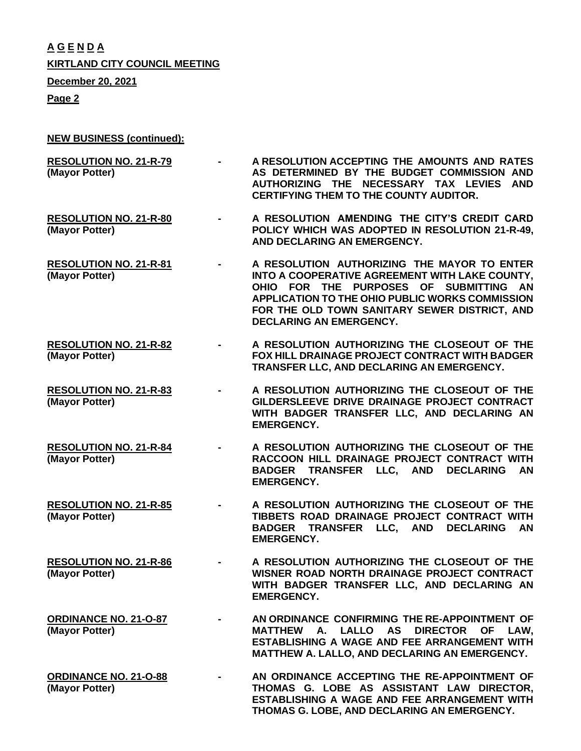**A G E N D A**

**KIRTLAND CITY COUNCIL MEETING**

**December 20, 2021**

**NEW BUSINESS (continued):**

| | | |
|---|---|---|
| **RESOLUTION NO. 21-R-79** **(Mayor Potter)** | - | **A RESOLUTION ACCEPTING THE AMOUNTS AND RATES AS DETERMINED BY THE BUDGET COMMISSION AND AUTHORIZING THE NECESSARY TAX LEVIES AND CERTIFYING THEM TO THE COUNTY AUDITOR.** |
| **RESOLUTION NO. 21-R-80** **(Mayor Potter)** | - | **A RESOLUTION AMENDING THE CITY'S CREDIT CARD POLICY WHICH WAS ADOPTED IN RESOLUTION 21-R-49, AND DECLARING AN EMERGENCY.** |
| **RESOLUTION NO. 21-R-81** **(Mayor Potter)** | - | **A RESOLUTION AUTHORIZING THE MAYOR TO ENTER INTO A COOPERATIVE AGREEMENT WITH LAKE COUNTY, OHIO FOR THE PURPOSES OF SUBMITTING AN APPLICATION TO THE OHIO PUBLIC WORKS COMMISSION FOR THE OLD TOWN SANITARY SEWER DISTRICT, AND DECLARING AN EMERGENCY.** |
| **RESOLUTION NO. 21-R-82** **(Mayor Potter)** | - | **A RESOLUTION AUTHORIZING THE CLOSEOUT OF THE FOX HILL DRAINAGE PROJECT CONTRACT WITH BADGER TRANSFER LLC, AND DECLARING AN EMERGENCY.** |
| **RESOLUTION NO. 21-R-83** **(Mayor Potter)** | - | **A RESOLUTION AUTHORIZING THE CLOSEOUT OF THE GILDERSLEEVE DRIVE DRAINAGE PROJECT CONTRACT WITH BADGER TRANSFER LLC, AND DECLARING AN EMERGENCY.** |
| **RESOLUTION NO. 21-R-84** **(Mayor Potter)** | - | **A RESOLUTION AUTHORIZING THE CLOSEOUT OF THE RACCOON HILL DRAINAGE PROJECT CONTRACT WITH BADGER TRANSFER LLC, AND DECLARING AN EMERGENCY.** |
| **RESOLUTION NO. 21-R-85** **(Mayor Potter)** | - | **A RESOLUTION AUTHORIZING THE CLOSEOUT OF THE TIBBETS ROAD DRAINAGE PROJECT CONTRACT WITH BADGER TRANSFER LLC, AND DECLARING AN EMERGENCY.** |
| **RESOLUTION NO. 21-R-86** **(Mayor Potter)** | - | **A RESOLUTION AUTHORIZING THE CLOSEOUT OF THE WISNER ROAD NORTH DRAINAGE PROJECT CONTRACT WITH BADGER TRANSFER LLC, AND DECLARING AN EMERGENCY.** |
| **ORDINANCE NO. 21-O-87** **(Mayor Potter)** | - | **AN ORDINANCE CONFIRMING THE RE-APPOINTMENT OF MATTHEW A. LALLO AS DIRECTOR OF LAW, ESTABLISHING A WAGE AND FEE ARRANGEMENT WITH MATTHEW A. LALLO, AND DECLARING AN EMERGENCY.** |
| **ORDINANCE NO. 21-O-88** **(Mayor Potter)** | - | **AN ORDINANCE ACCEPTING THE RE-APPOINTMENT OF THOMAS G. LOBE AS ASSISTANT LAW DIRECTOR, ESTABLISHING A WAGE AND FEE ARRANGEMENT WITH THOMAS G. LOBE, AND DECLARING AN EMERGENCY.** |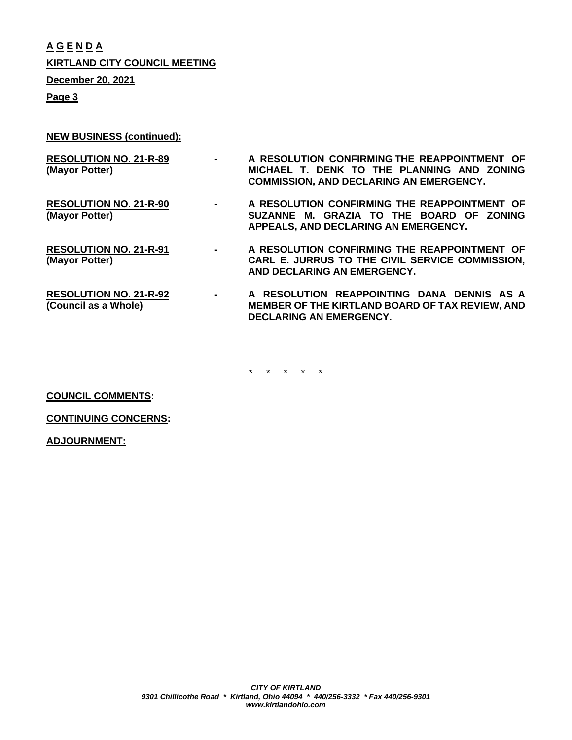**NEW BUSINESS (continued):**

| | | |
|---|---|---|
| **RESOLUTION NO. 21-R-89** **(Mayor Potter)** | **-** | **A RESOLUTION CONFIRMING THE REAPPOINTMENT OF MICHAEL T. DENK TO THE PLANNING AND ZONING COMMISSION, AND DECLARING AN EMERGENCY.** |
| **RESOLUTION NO. 21-R-90** **(Mayor Potter)** | **-** | **A RESOLUTION CONFIRMING THE REAPPOINTMENT OF SUZANNE M. GRAZIA TO THE BOARD OF ZONING APPEALS, AND DECLARING AN EMERGENCY.** |
| **RESOLUTION NO. 21-R-91** **(Mayor Potter)** | **-** | **A RESOLUTION CONFIRMING THE REAPPOINTMENT OF CARL E. JURRUS TO THE CIVIL SERVICE COMMISSION, AND DECLARING AN EMERGENCY.** |
| **RESOLUTION NO. 21-R-92** **(Council as a Whole)** | **-** | **A RESOLUTION REAPPOINTING DANA DENNIS AS A MEMBER OF THE KIRTLAND BOARD OF TAX REVIEW, AND DECLARING AN EMERGENCY.** |

\* \* \* \* \*

**COUNCIL COMMENTS:**

**CONTINUING CONCERNS:**

**ADJOURNMENT:**